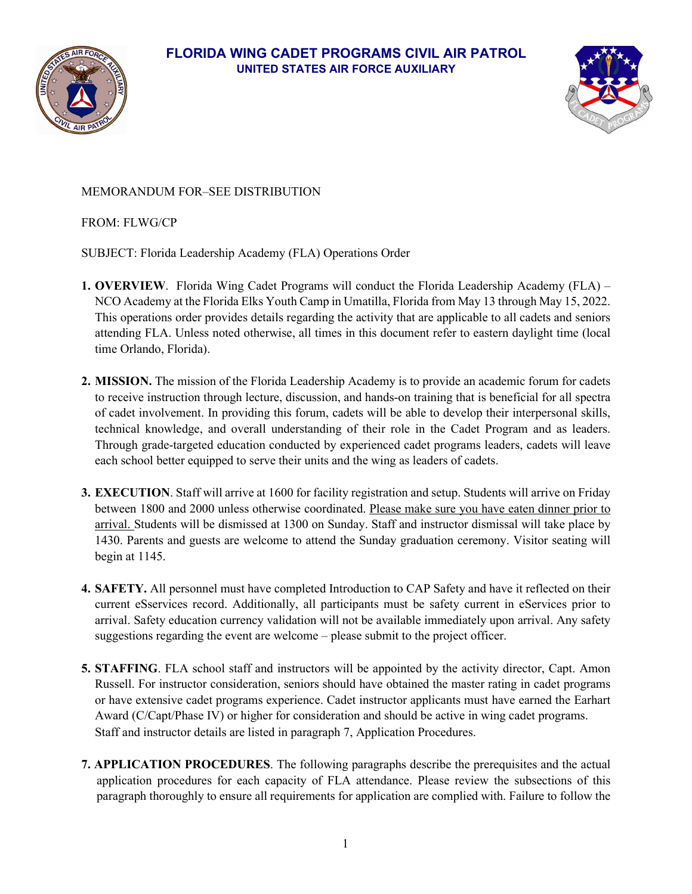# FLORIDA WING CADET PROGRAMS CIVIL AIR PATROL

## UNITED STATES AIR FORCE AUXILIARY

MEMORANDUM FOR–SEE DISTRIBUTION

FROM: FLWG/CP

SUBJECT: Florida Leadership Academy (FLA) Operations Order

1. **OVERVIEW**. Florida Wing Cadet Programs will conduct the Florida Leadership Academy (FLA) – NCO Academy at the Florida Elks Youth Camp in Umatilla, Florida from May 13 through May 15, 2022. This operations order provides details regarding the activity that are applicable to all cadets and seniors attending FLA. Unless noted otherwise, all times in this document refer to eastern daylight time (local time Orlando, Florida).

2. **MISSION.** The mission of the Florida Leadership Academy is to provide an academic forum for cadets to receive instruction through lecture, discussion, and hands-on training that is beneficial for all spectra of cadet involvement. In providing this forum, cadets will be able to develop their interpersonal skills, technical knowledge, and overall understanding of their role in the Cadet Program and as leaders. Through grade-targeted education conducted by experienced cadet programs leaders, cadets will leave each school better equipped to serve their units and the wing as leaders of cadets.

3. **EXECUTION**. Staff will arrive at 1600 for facility registration and setup. Students will arrive on Friday between 1800 and 2000 unless otherwise coordinated. <u>Please make sure you have eaten dinner prior to arrival.</u> Students will be dismissed at 1300 on Sunday. Staff and instructor dismissal will take place by 1430. Parents and guests are welcome to attend the Sunday graduation ceremony. Visitor seating will begin at 1145.

4. **SAFETY.** All personnel must have completed Introduction to CAP Safety and have it reflected on their current eSservices record. Additionally, all participants must be safety current in eServices prior to arrival. Safety education currency validation will not be available immediately upon arrival. Any safety suggestions regarding the event are welcome – please submit to the project officer.

5. **STAFFING**. FLA school staff and instructors will be appointed by the activity director, Capt. Amon Russell. For instructor consideration, seniors should have obtained the master rating in cadet programs or have extensive cadet programs experience. Cadet instructor applicants must have earned the Earhart Award (C/Capt/Phase IV) or higher for consideration and should be active in wing cadet programs. Staff and instructor details are listed in paragraph 7, Application Procedures.

7. **APPLICATION PROCEDURES**. The following paragraphs describe the prerequisites and the actual application procedures for each capacity of FLA attendance. Please review the subsections of this paragraph thoroughly to ensure all requirements for application are complied with. Failure to follow the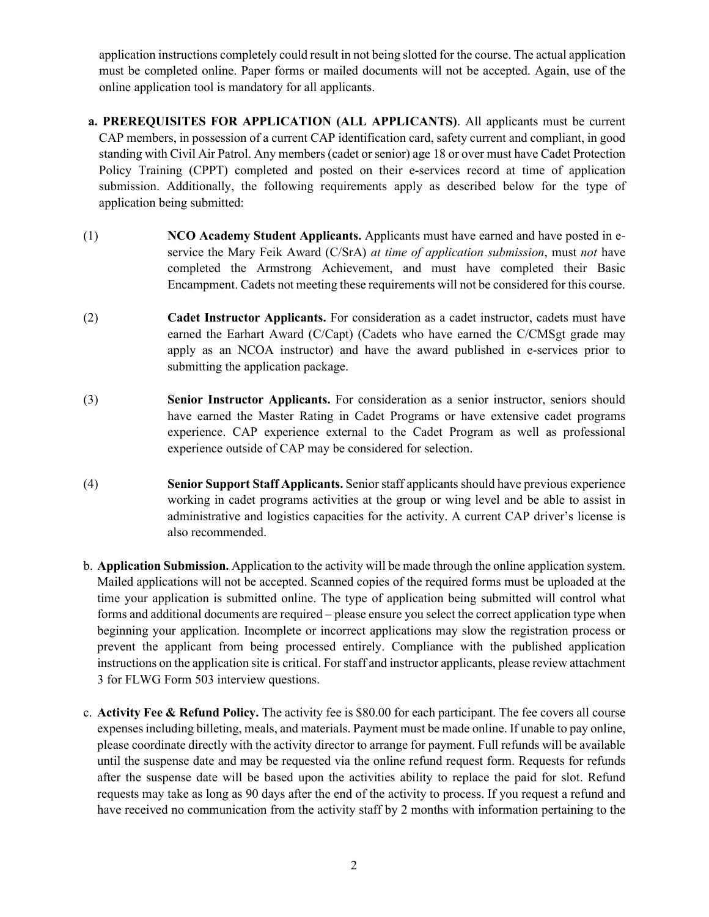application instructions completely could result in not being slotted for the course. The actual application must be completed online. Paper forms or mailed documents will not be accepted. Again, use of the online application tool is mandatory for all applicants.

**a. PREREQUISITES FOR APPLICATION (ALL APPLICANTS)**. All applicants must be current CAP members, in possession of a current CAP identification card, safety current and compliant, in good standing with Civil Air Patrol. Any members (cadet or senior) age 18 or over must have Cadet Protection Policy Training (CPPT) completed and posted on their e-services record at time of application submission. Additionally, the following requirements apply as described below for the type of application being submitted:

(1) **NCO Academy Student Applicants.** Applicants must have earned and have posted in e-service the Mary Feik Award (C/SrA) *at time of application submission*, must *not* have completed the Armstrong Achievement, and must have completed their Basic Encampment. Cadets not meeting these requirements will not be considered for this course.

(2) **Cadet Instructor Applicants.** For consideration as a cadet instructor, cadets must have earned the Earhart Award (C/Capt) (Cadets who have earned the C/CMSgt grade may apply as an NCOA instructor) and have the award published in e-services prior to submitting the application package.

(3) **Senior Instructor Applicants.** For consideration as a senior instructor, seniors should have earned the Master Rating in Cadet Programs or have extensive cadet programs experience. CAP experience external to the Cadet Program as well as professional experience outside of CAP may be considered for selection.

(4) **Senior Support Staff Applicants.** Senior staff applicants should have previous experience working in cadet programs activities at the group or wing level and be able to assist in administrative and logistics capacities for the activity. A current CAP driver's license is also recommended.

b. **Application Submission.** Application to the activity will be made through the online application system. Mailed applications will not be accepted. Scanned copies of the required forms must be uploaded at the time your application is submitted online. The type of application being submitted will control what forms and additional documents are required – please ensure you select the correct application type when beginning your application. Incomplete or incorrect applications may slow the registration process or prevent the applicant from being processed entirely. Compliance with the published application instructions on the application site is critical. For staff and instructor applicants, please review attachment 3 for FLWG Form 503 interview questions.

c. **Activity Fee & Refund Policy.** The activity fee is $80.00 for each participant. The fee covers all course expenses including billeting, meals, and materials. Payment must be made online. If unable to pay online, please coordinate directly with the activity director to arrange for payment. Full refunds will be available until the suspense date and may be requested via the online refund request form. Requests for refunds after the suspense date will be based upon the activities ability to replace the paid for slot. Refund requests may take as long as 90 days after the end of the activity to process. If you request a refund and have received no communication from the activity staff by 2 months with information pertaining to the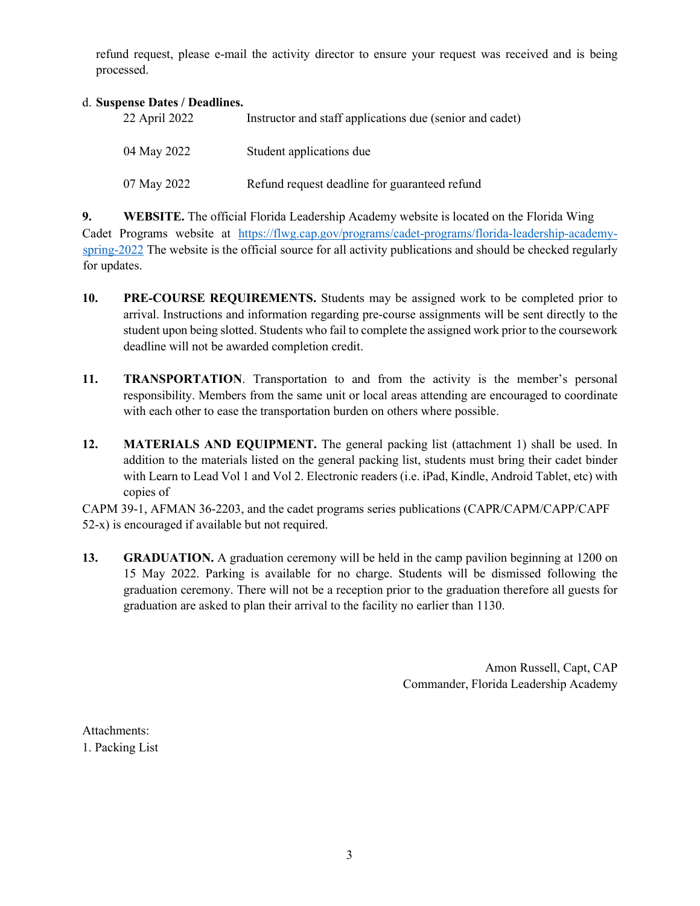refund request, please e-mail the activity director to ensure your request was received and is being processed.

d. **Suspense Dates / Deadlines.**

| | |
|---|---|
| 22 April 2022 | Instructor and staff applications due (senior and cadet) |
| 04 May 2022 | Student applications due |
| 07 May 2022 | Refund request deadline for guaranteed refund |

**9. WEBSITE.** The official Florida Leadership Academy website is located on the Florida Wing Cadet Programs website at [https://flwg.cap.gov/programs/cadet-programs/florida-leadership-academy-spring-2022](https://flwg.cap.gov/programs/cadet-programs/florida-leadership-academy-spring-2022) The website is the official source for all activity publications and should be checked regularly for updates.

**10. PRE-COURSE REQUIREMENTS.** Students may be assigned work to be completed prior to arrival. Instructions and information regarding pre-course assignments will be sent directly to the student upon being slotted. Students who fail to complete the assigned work prior to the coursework deadline will not be awarded completion credit.

**11. TRANSPORTATION**. Transportation to and from the activity is the member's personal responsibility. Members from the same unit or local areas attending are encouraged to coordinate with each other to ease the transportation burden on others where possible.

**12. MATERIALS AND EQUIPMENT.** The general packing list (attachment 1) shall be used. In addition to the materials listed on the general packing list, students must bring their cadet binder with Learn to Lead Vol 1 and Vol 2. Electronic readers (i.e. iPad, Kindle, Android Tablet, etc) with copies of CAPM 39-1, AFMAN 36-2203, and the cadet programs series publications (CAPR/CAPM/CAPP/CAPF 52-x) is encouraged if available but not required.

**13. GRADUATION.** A graduation ceremony will be held in the camp pavilion beginning at 1200 on 15 May 2022. Parking is available for no charge. Students will be dismissed following the graduation ceremony. There will not be a reception prior to the graduation therefore all guests for graduation are asked to plan their arrival to the facility no earlier than 1130.

Amon Russell, Capt, CAP
Commander, Florida Leadership Academy

Attachments:
1. Packing List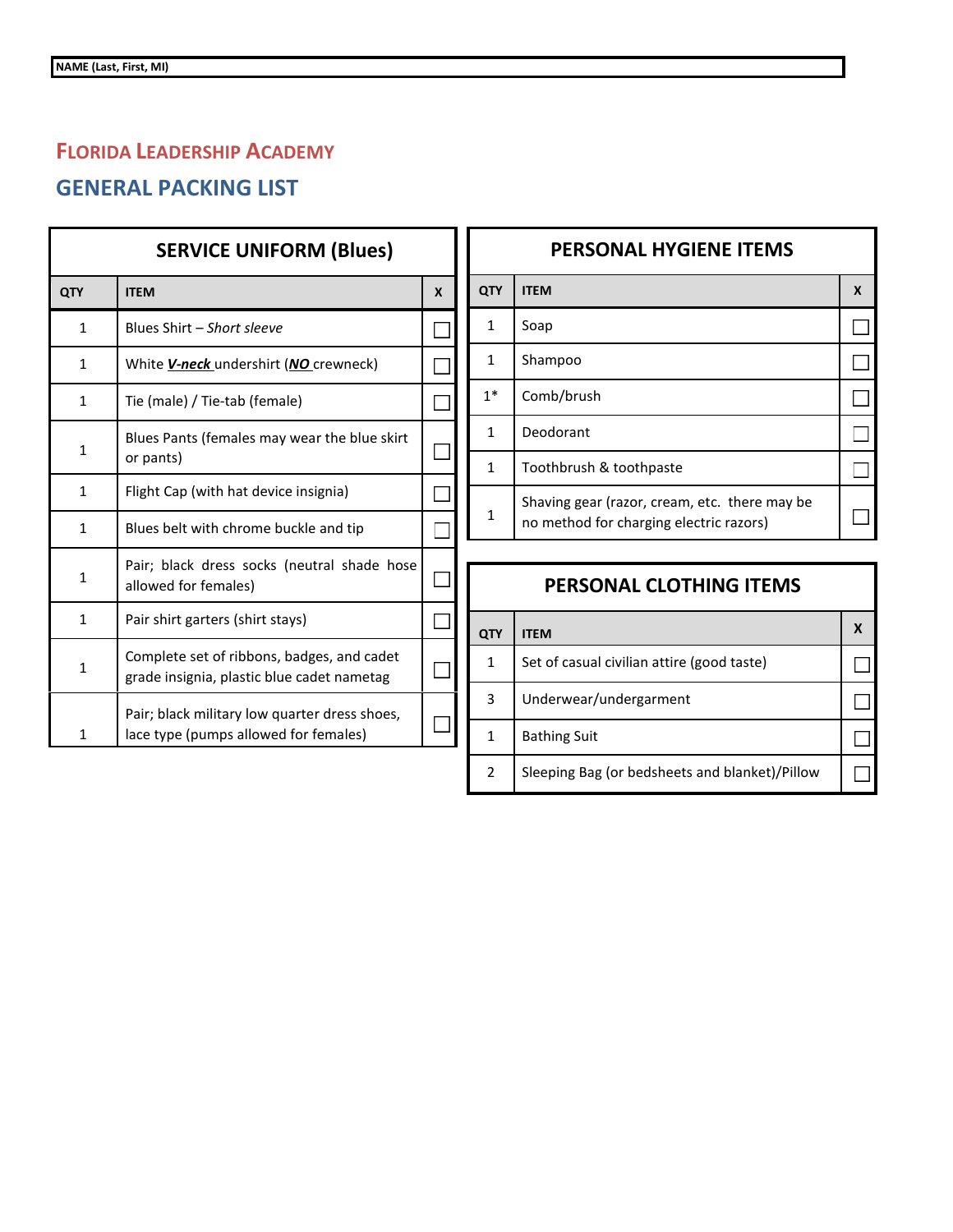**NAME (Last, First, MI)**

## FLORIDA LEADERSHIP ACADEMY

## GENERAL PACKING LIST

### SERVICE UNIFORM (Blues)

| QTY | ITEM | X |
|---|---|---|
| 1 | Blues Shirt – *Short sleeve* | ☐ |
| 1 | White ***V-neck*** undershirt (***NO*** crewneck) | ☐ |
| 1 | Tie (male) / Tie-tab (female) | ☐ |
| 1 | Blues Pants (females may wear the blue skirt or pants) | ☐ |
| 1 | Flight Cap (with hat device insignia) | ☐ |
| 1 | Blues belt with chrome buckle and tip | ☐ |
| 1 | Pair; black dress socks (neutral shade hose allowed for females) | ☐ |
| 1 | Pair shirt garters (shirt stays) | ☐ |
| 1 | Complete set of ribbons, badges, and cadet grade insignia, plastic blue cadet nametag | ☐ |
| 1 | Pair; black military low quarter dress shoes, lace type (pumps allowed for females) | ☐ |

### PERSONAL HYGIENE ITEMS

| QTY | ITEM | X |
|---|---|---|
| 1 | Soap | ☐ |
| 1 | Shampoo | ☐ |
| 1* | Comb/brush | ☐ |
| 1 | Deodorant | ☐ |
| 1 | Toothbrush & toothpaste | ☐ |
| 1 | Shaving gear (razor, cream, etc. there may be no method for charging electric razors) | ☐ |

### PERSONAL CLOTHING ITEMS

| QTY | ITEM | X |
|---|---|---|
| 1 | Set of casual civilian attire (good taste) | ☐ |
| 3 | Underwear/undergarment | ☐ |
| 1 | Bathing Suit | ☐ |
| 2 | Sleeping Bag (or bedsheets and blanket)/Pillow | ☐ |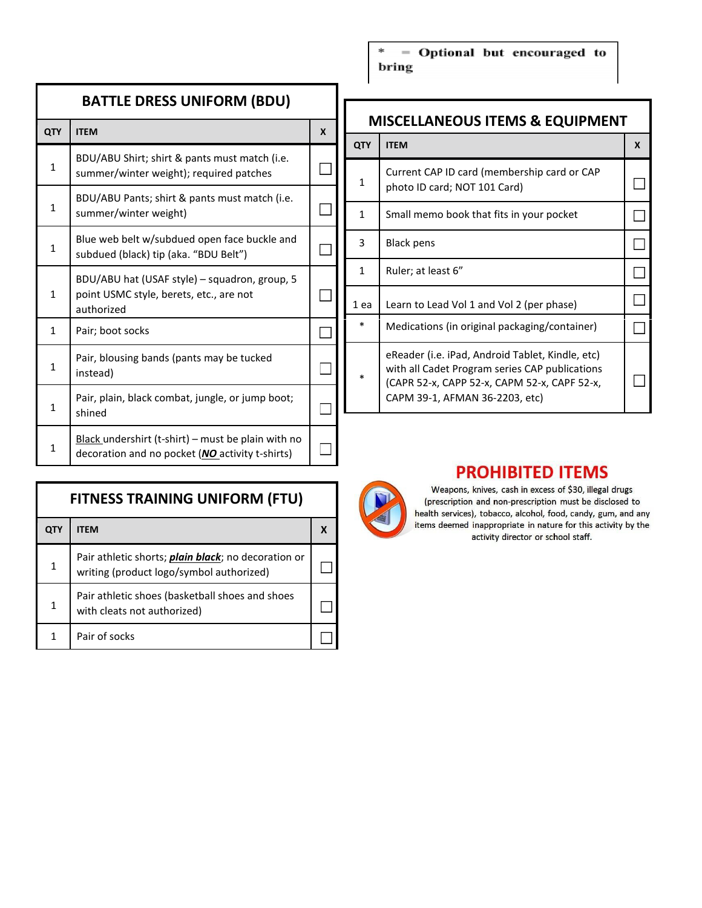\* = Optional but encouraged to bring

## BATTLE DRESS UNIFORM (BDU)

| QTY | ITEM | X |
|---|---|---|
| 1 | BDU/ABU Shirt; shirt & pants must match (i.e. summer/winter weight); required patches | ☐ |
| 1 | BDU/ABU Pants; shirt & pants must match (i.e. summer/winter weight) | ☐ |
| 1 | Blue web belt w/subdued open face buckle and subdued (black) tip (aka. "BDU Belt") | ☐ |
| 1 | BDU/ABU hat (USAF style) – squadron, group, 5 point USMC style, berets, etc., are not authorized | ☐ |
| 1 | Pair; boot socks | ☐ |
| 1 | Pair, blousing bands (pants may be tucked instead) | ☐ |
| 1 | Pair, plain, black combat, jungle, or jump boot; shined | ☐ |
| 1 | Black undershirt (t-shirt) – must be plain with no decoration and no pocket (***NO*** activity t-shirts) | ☐ |

## FITNESS TRAINING UNIFORM (FTU)

| QTY | ITEM | X |
|---|---|---|
| 1 | Pair athletic shorts; ***plain black***; no decoration or writing (product logo/symbol authorized) | ☐ |
| 1 | Pair athletic shoes (basketball shoes and shoes with cleats not authorized) | ☐ |
| 1 | Pair of socks | ☐ |

## MISCELLANEOUS ITEMS & EQUIPMENT

| QTY | ITEM | X |
|---|---|---|
| 1 | Current CAP ID card (membership card or CAP photo ID card; NOT 101 Card) | ☐ |
| 1 | Small memo book that fits in your pocket | ☐ |
| 3 | Black pens | ☐ |
| 1 | Ruler; at least 6" | ☐ |
| 1 ea | Learn to Lead Vol 1 and Vol 2 (per phase) | ☐ |
| * | Medications (in original packaging/container) | ☐ |
| * | eReader (i.e. iPad, Android Tablet, Kindle, etc) with all Cadet Program series CAP publications (CAPR 52-x, CAPP 52-x, CAPM 52-x, CAPF 52-x, CAPM 39-1, AFMAN 36-2203, etc) | ☐ |

## PROHIBITED ITEMS

Weapons, knives, cash in excess of $30, illegal drugs (prescription and non-prescription must be disclosed to health services), tobacco, alcohol, food, candy, gum, and any items deemed inappropriate in nature for this activity by the activity director or school staff.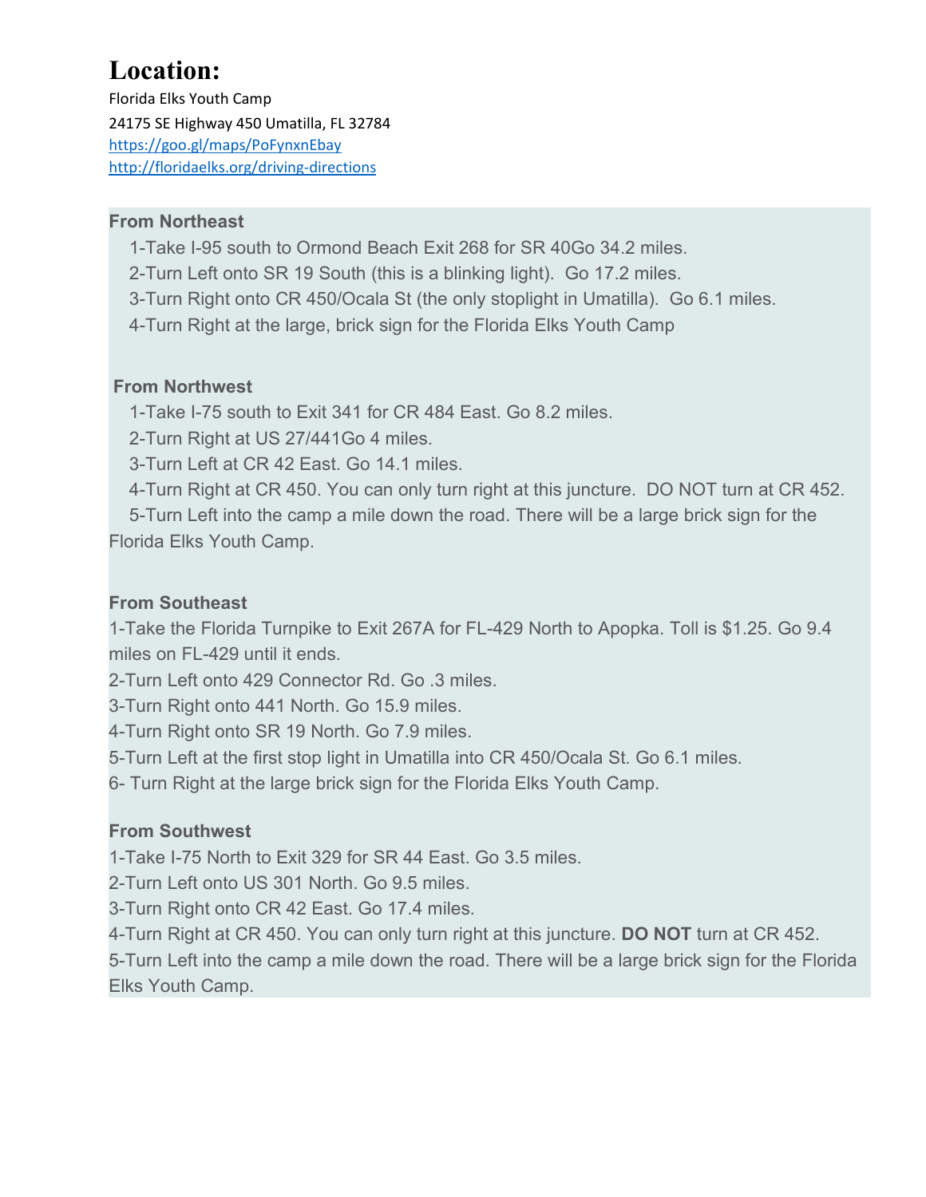# Location:

Florida Elks Youth Camp

24175 SE Highway 450 Umatilla, FL 32784

[https://goo.gl/maps/PoFynxnEbay](https://goo.gl/maps/PoFynxnEbay)

[http://floridaelks.org/driving-directions](http://floridaelks.org/driving-directions)

**From Northeast**

1-Take I-95 south to Ormond Beach Exit 268 for SR 40Go 34.2 miles.

2-Turn Left onto SR 19 South (this is a blinking light). Go 17.2 miles.

3-Turn Right onto CR 450/Ocala St (the only stoplight in Umatilla). Go 6.1 miles.

4-Turn Right at the large, brick sign for the Florida Elks Youth Camp

**From Northwest**

1-Take I-75 south to Exit 341 for CR 484 East. Go 8.2 miles.

2-Turn Right at US 27/441Go 4 miles.

3-Turn Left at CR 42 East. Go 14.1 miles.

4-Turn Right at CR 450. You can only turn right at this juncture. DO NOT turn at CR 452.

5-Turn Left into the camp a mile down the road. There will be a large brick sign for the Florida Elks Youth Camp.

**From Southeast**

1-Take the Florida Turnpike to Exit 267A for FL-429 North to Apopka. Toll is $1.25. Go 9.4 miles on FL-429 until it ends.

2-Turn Left onto 429 Connector Rd. Go .3 miles.

3-Turn Right onto 441 North. Go 15.9 miles.

4-Turn Right onto SR 19 North. Go 7.9 miles.

5-Turn Left at the first stop light in Umatilla into CR 450/Ocala St. Go 6.1 miles.

6- Turn Right at the large brick sign for the Florida Elks Youth Camp.

**From Southwest**

1-Take I-75 North to Exit 329 for SR 44 East. Go 3.5 miles.

2-Turn Left onto US 301 North. Go 9.5 miles.

3-Turn Right onto CR 42 East. Go 17.4 miles.

4-Turn Right at CR 450. You can only turn right at this juncture. **DO NOT** turn at CR 452.

5-Turn Left into the camp a mile down the road. There will be a large brick sign for the Florida Elks Youth Camp.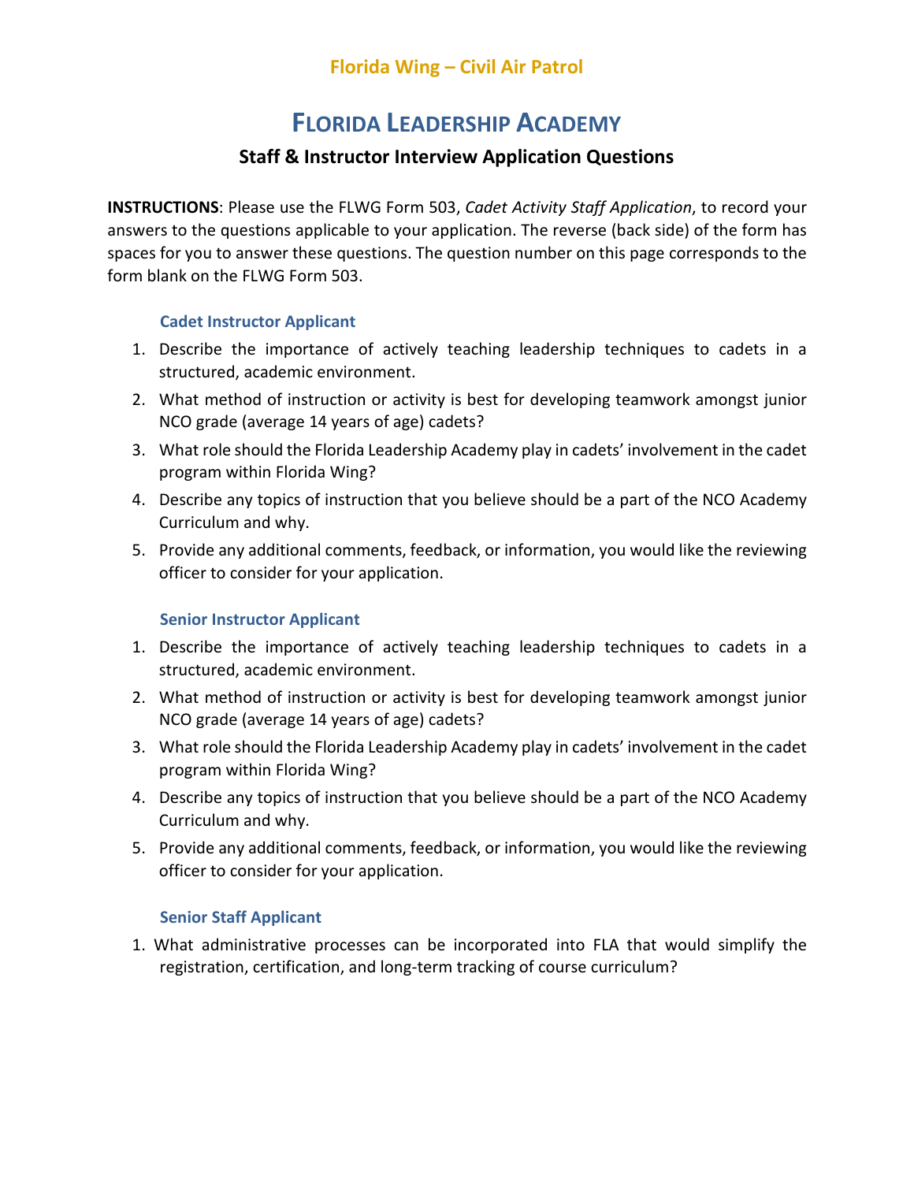**Florida Wing – Civil Air Patrol**

# Florida Leadership Academy

## Staff & Instructor Interview Application Questions

**INSTRUCTIONS**: Please use the FLWG Form 503, *Cadet Activity Staff Application*, to record your answers to the questions applicable to your application. The reverse (back side) of the form has spaces for you to answer these questions. The question number on this page corresponds to the form blank on the FLWG Form 503.

### Cadet Instructor Applicant

1. Describe the importance of actively teaching leadership techniques to cadets in a structured, academic environment.
2. What method of instruction or activity is best for developing teamwork amongst junior NCO grade (average 14 years of age) cadets?
3. What role should the Florida Leadership Academy play in cadets' involvement in the cadet program within Florida Wing?
4. Describe any topics of instruction that you believe should be a part of the NCO Academy Curriculum and why.
5. Provide any additional comments, feedback, or information, you would like the reviewing officer to consider for your application.

### Senior Instructor Applicant

1. Describe the importance of actively teaching leadership techniques to cadets in a structured, academic environment.
2. What method of instruction or activity is best for developing teamwork amongst junior NCO grade (average 14 years of age) cadets?
3. What role should the Florida Leadership Academy play in cadets' involvement in the cadet program within Florida Wing?
4. Describe any topics of instruction that you believe should be a part of the NCO Academy Curriculum and why.
5. Provide any additional comments, feedback, or information, you would like the reviewing officer to consider for your application.

### Senior Staff Applicant

1. What administrative processes can be incorporated into FLA that would simplify the registration, certification, and long-term tracking of course curriculum?